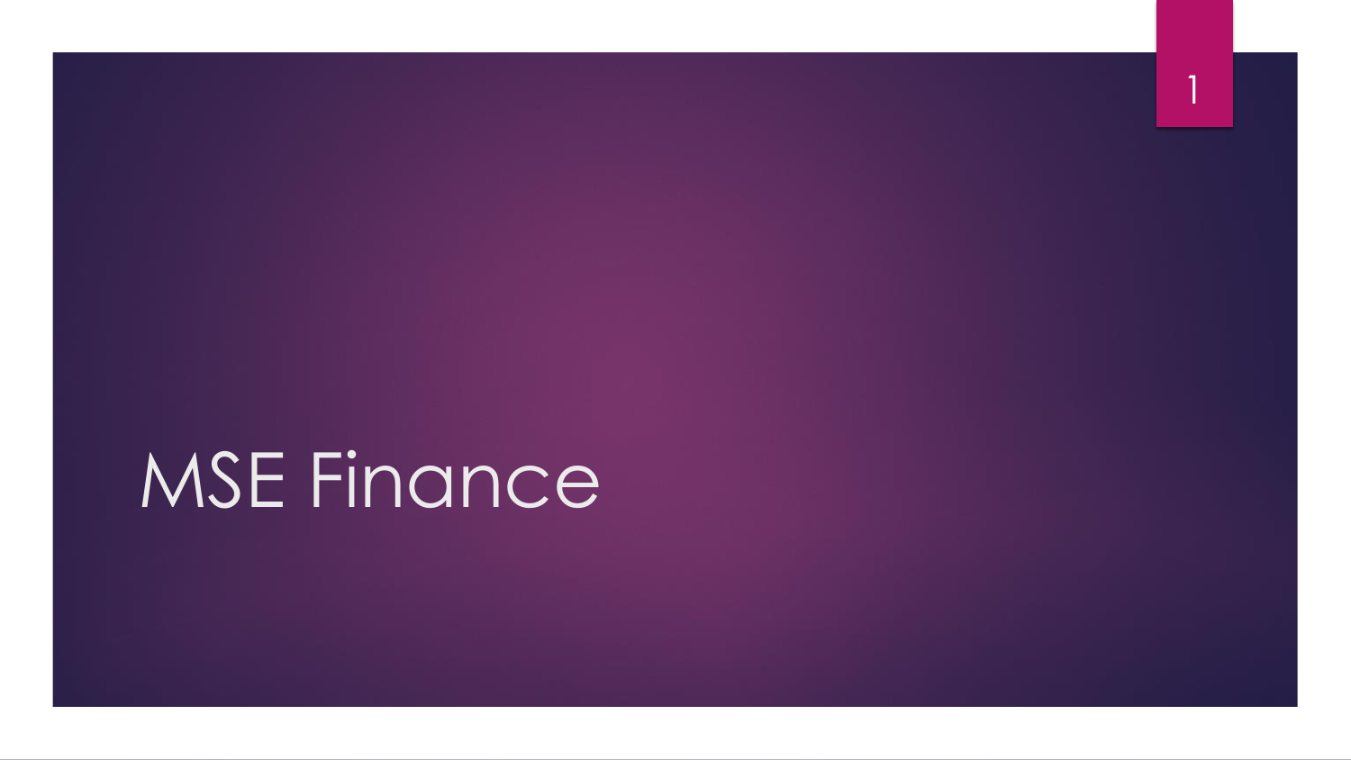# MSE Finance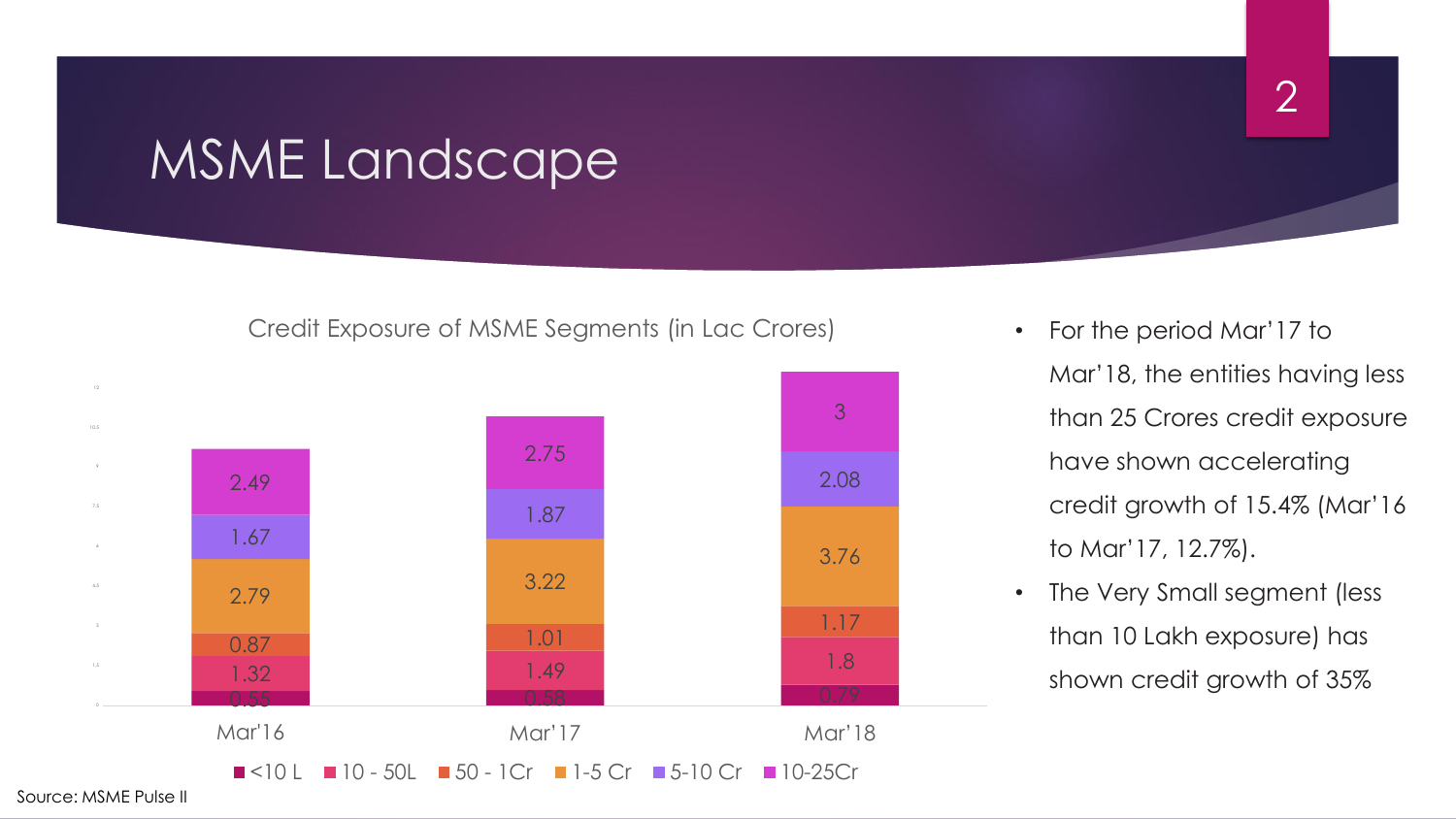# MSME Landscape

**Credit Exposure of MSME Segments (in Lac Crores)**

| Segment | Mar'16 | Mar'17 | Mar'18 |
|---|---|---|---|
| <10 L | 0.55 | 0.58 | 0.79 |
| 10 - 50L | 1.32 | 1.49 | 1.8 |
| 50 - 1Cr | 0.87 | 1.01 | 1.17 |
| 1-5 Cr | 2.79 | 3.22 | 3.76 |
| 5-10 Cr | 1.67 | 1.87 | 2.08 |
| 10-25Cr | 2.49 | 2.75 | 3 |

Source: MSME Pulse II

- For the period Mar'17 to Mar'18, the entities having less than 25 Crores credit exposure have shown accelerating credit growth of 15.4% (Mar'16 to Mar'17, 12.7%).
- The Very Small segment (less than 10 Lakh exposure) has shown credit growth of 35%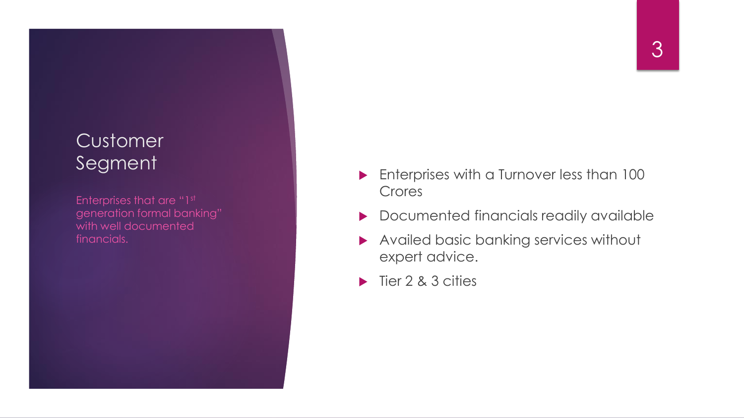# Customer Segment

Enterprises that are "1st generation formal banking" with well documented financials.

- Enterprises with a Turnover less than 100 Crores
- Documented financials readily available
- Availed basic banking services without expert advice.
- Tier 2 & 3 cities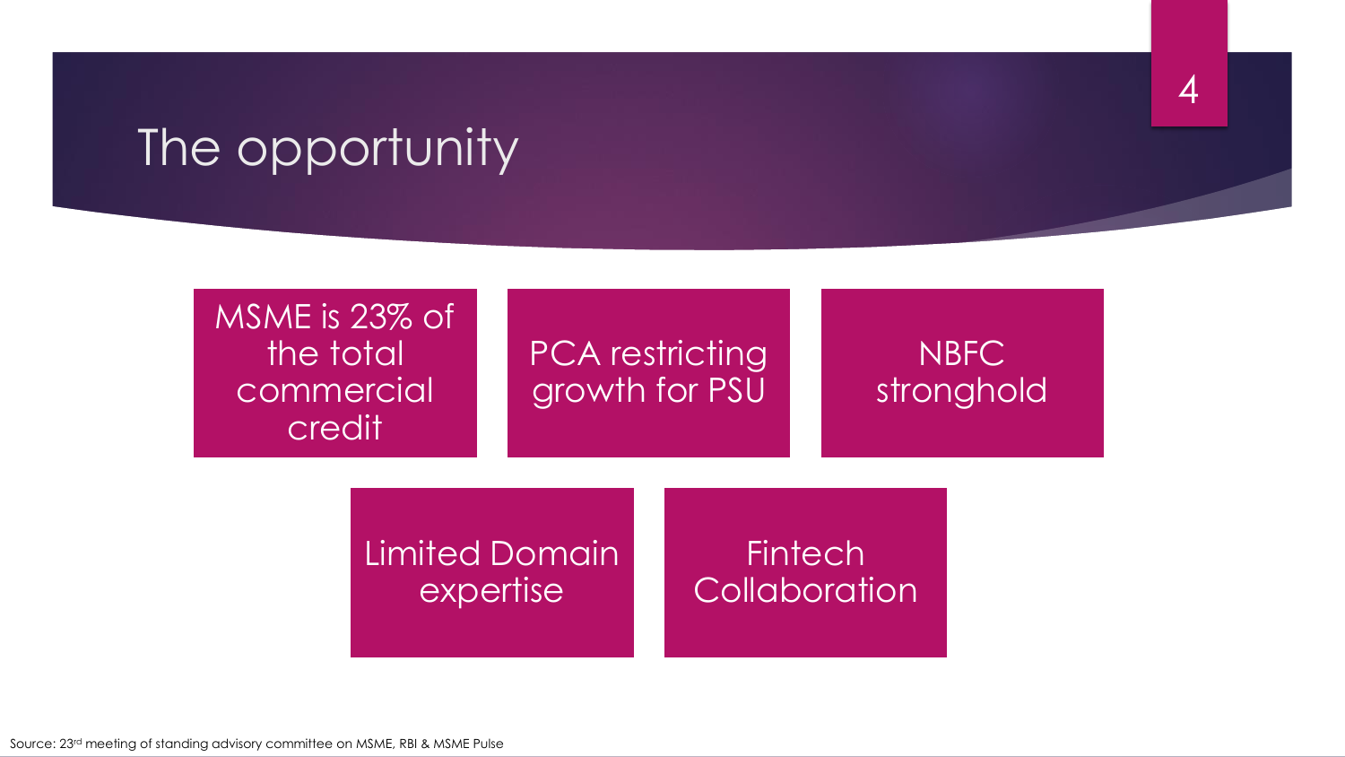# The opportunity

- MSME is 23% of the total commercial credit
- PCA restricting growth for PSU
- NBFC stronghold
- Limited Domain expertise
- Fintech Collaboration

Source: 23rd meeting of standing advisory committee on MSME, RBI & MSME Pulse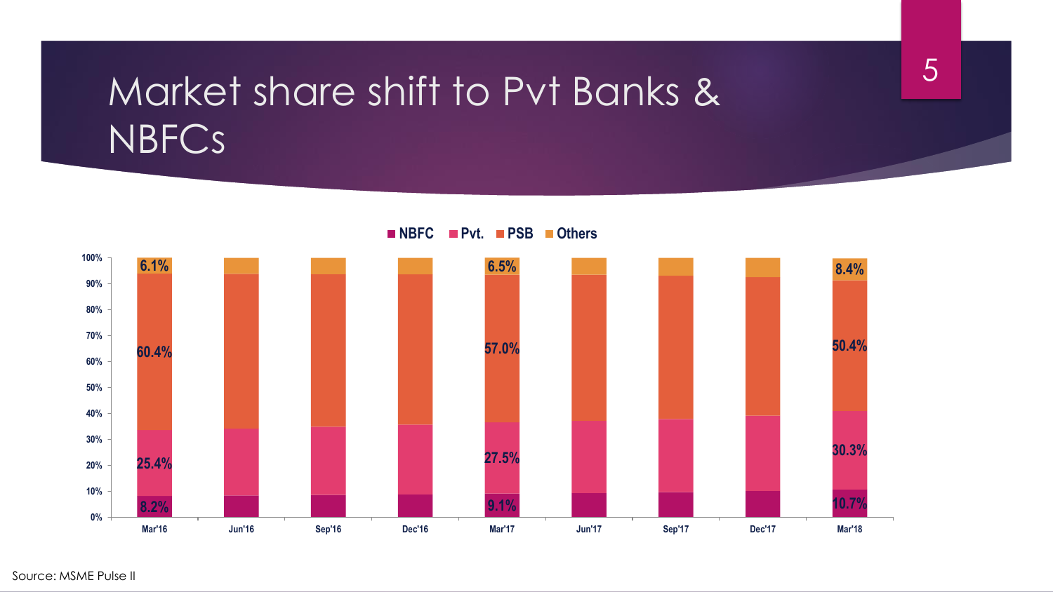# Market share shift to Pvt Banks & NBFCs

■ NBFC ■ Pvt. ■ PSB ■ Others

| | Mar'16 | Jun'16 | Sep'16 | Dec'16 | Mar'17 | Jun'17 | Sep'17 | Dec'17 | Mar'18 |
|---|---|---|---|---|---|---|---|---|---|
| Others | 6.1% | | | | 6.5% | | | | 8.4% |
| PSB | 60.4% | | | | 57.0% | | | | 50.4% |
| Pvt. | 25.4% | | | | 27.5% | | | | 30.3% |
| NBFC | 8.2% | | | | 9.1% | | | | 10.7% |

Source: MSME Pulse II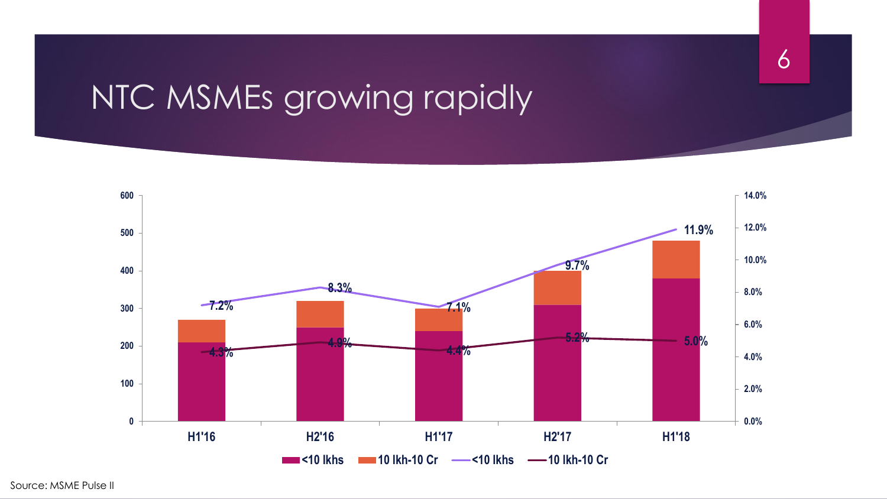# NTC MSMEs growing rapidly

| Period | <10 lkhs (%) | 10 lkh-10 Cr (%) |
|---|---|---|
| H1'16 | 7.2% | 4.3% |
| H2'16 | 8.3% | 4.9% |
| H1'17 | 7.1% | 4.4% |
| H2'17 | 9.7% | 5.2% |
| H1'18 | 11.9% | 5.0% |

Source: MSME Pulse II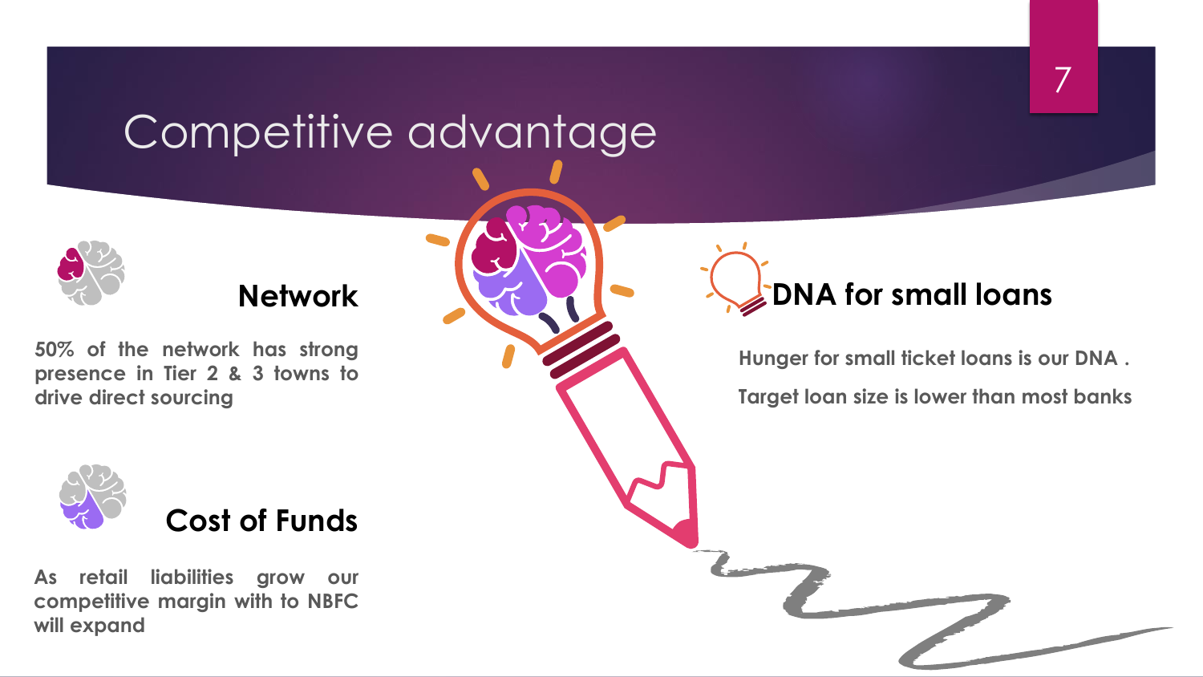# Competitive advantage

## Network

50% of the network has strong presence in Tier 2 & 3 towns to drive direct sourcing

## Cost of Funds

As retail liabilities grow our competitive margin with to NBFC will expand

## DNA for small loans

Hunger for small ticket loans is our DNA .

Target loan size is lower than most banks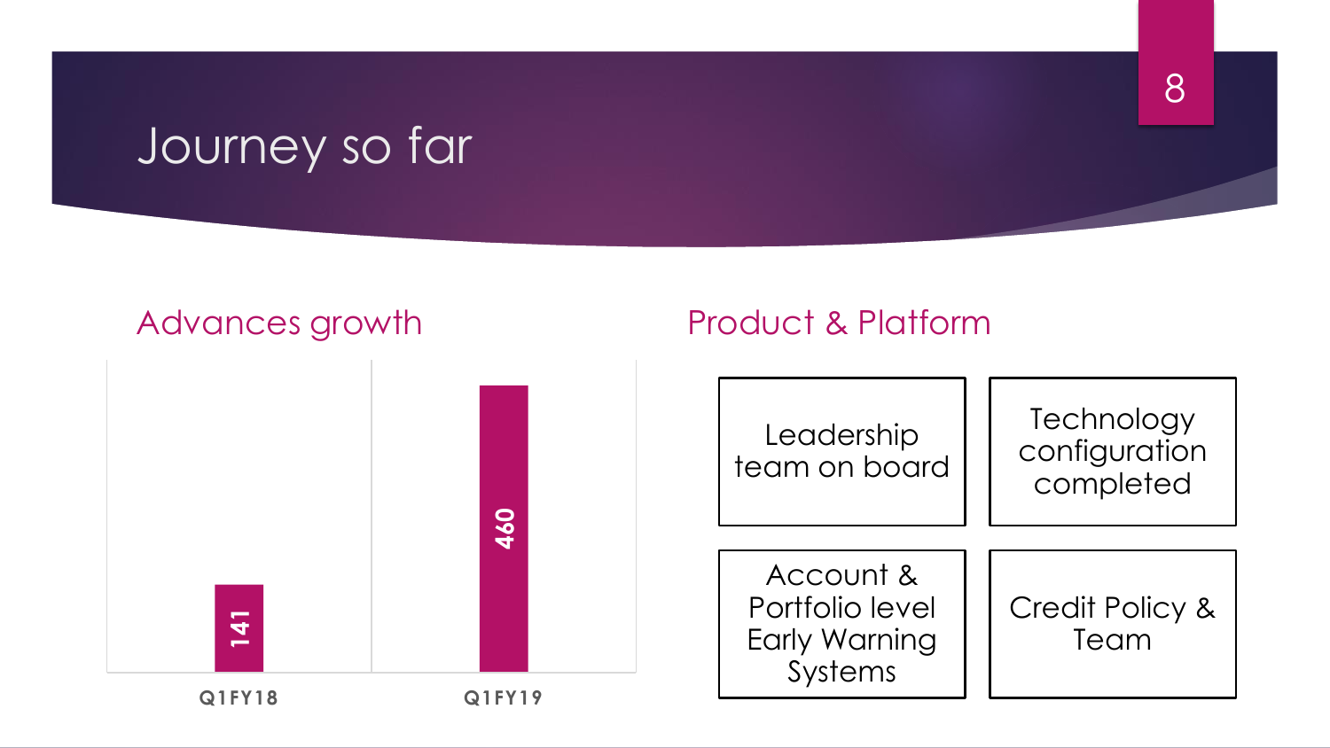# Journey so far

## Advances growth

| Period | Advances |
| --- | --- |
| Q1FY18 | 141 |
| Q1FY19 | 460 |

## Product & Platform

- Leadership team on board
- Technology configuration completed
- Account & Portfolio level Early Warning Systems
- Credit Policy & Team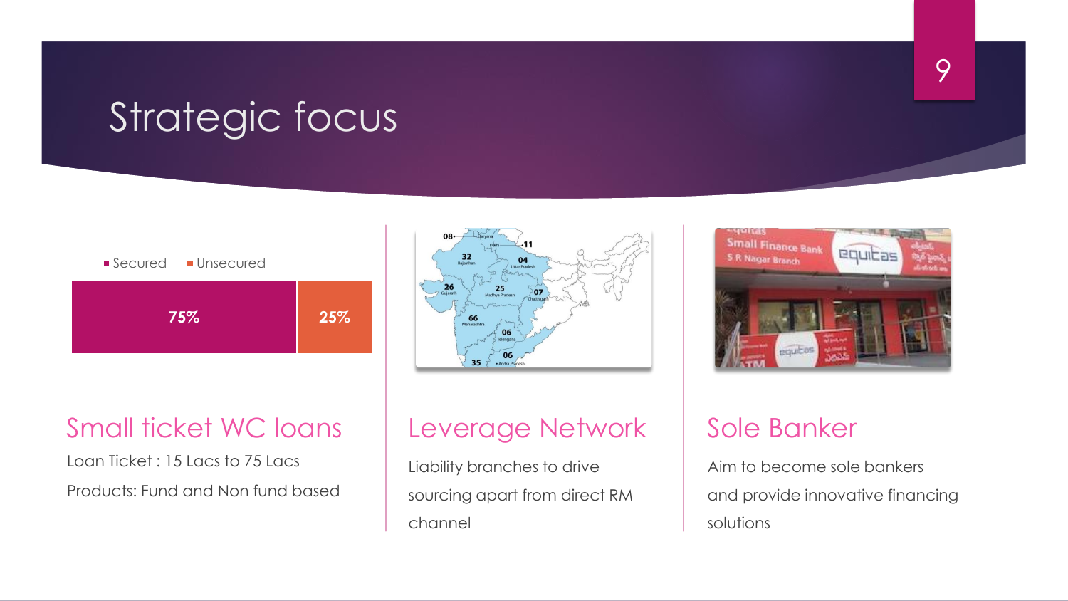# Strategic focus

■ Secured ■ Unsecured

| Secured | Unsecured |
| --- | --- |
| 75% | 25% |

## Small ticket WC loans

Loan Ticket : 15 Lacs to 75 Lacs

Products: Fund and Non fund based

## Leverage Network

Liability branches to drive sourcing apart from direct RM channel

## Sole Banker

Aim to become sole bankers and provide innovative financing solutions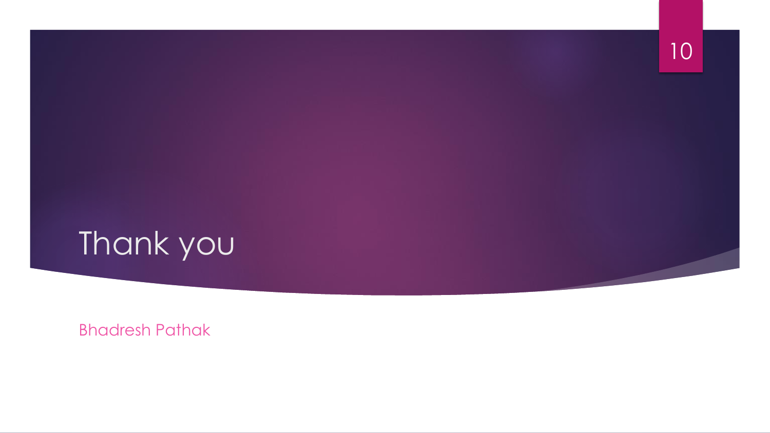# Thank you

Bhadresh Pathak